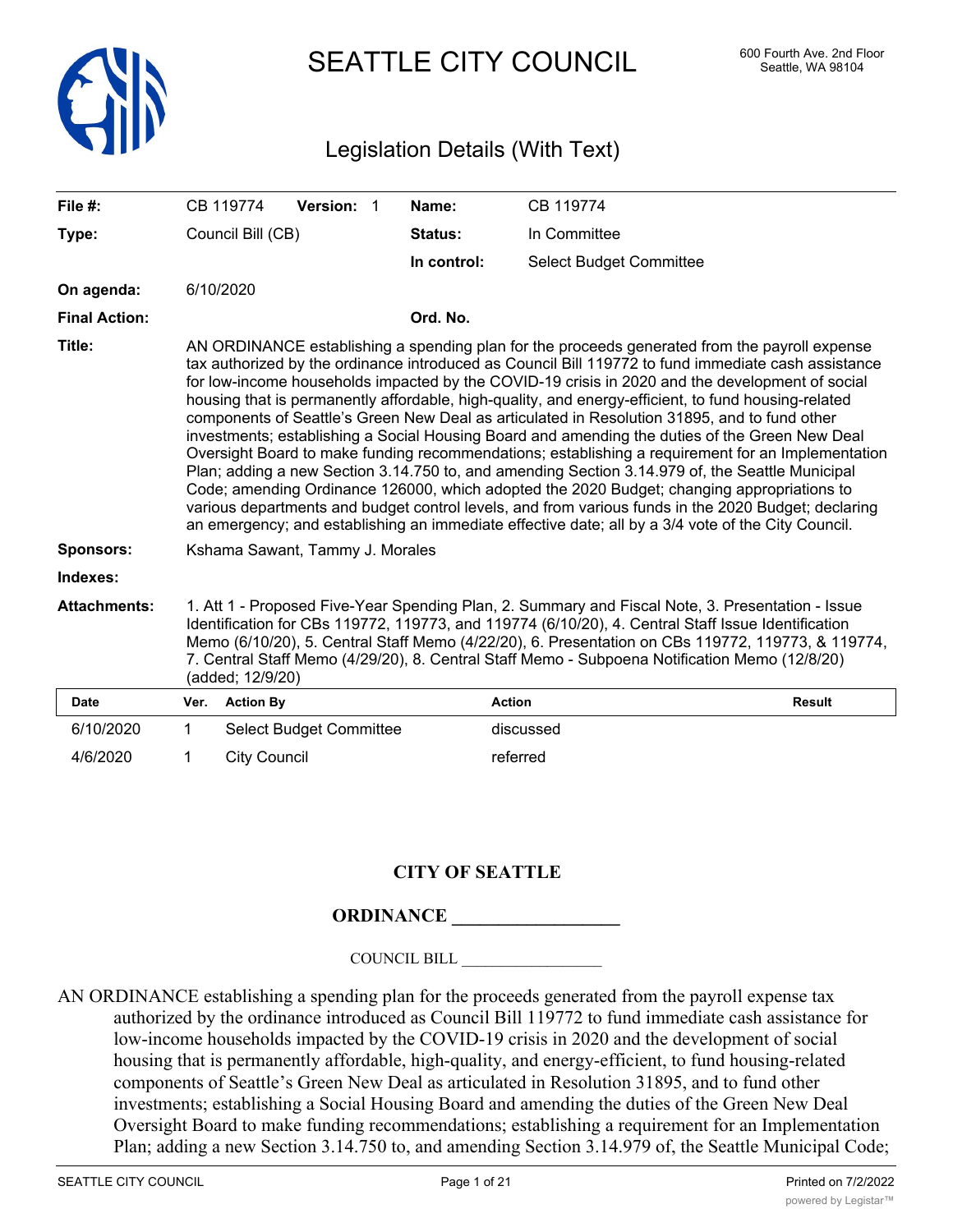# SEATTLE CITY COUNCIL

600 Fourth Ave. 2nd Floor
Seattle, WA 98104

## Legislation Details (With Text)

| | | | |
|---|---|---|---|
| **File #:** | CB 119774 **Version:** 1 | **Name:** | CB 119774 |
| **Type:** | Council Bill (CB) | **Status:** | In Committee |
| | | **In control:** | Select Budget Committee |
| **On agenda:** | 6/10/2020 | | |
| **Final Action:** | | **Ord. No.** | |

**Title:** AN ORDINANCE establishing a spending plan for the proceeds generated from the payroll expense tax authorized by the ordinance introduced as Council Bill 119772 to fund immediate cash assistance for low-income households impacted by the COVID-19 crisis in 2020 and the development of social housing that is permanently affordable, high-quality, and energy-efficient, to fund housing-related components of Seattle's Green New Deal as articulated in Resolution 31895, and to fund other investments; establishing a Social Housing Board and amending the duties of the Green New Deal Oversight Board to make funding recommendations; establishing a requirement for an Implementation Plan; adding a new Section 3.14.750 to, and amending Section 3.14.979 of, the Seattle Municipal Code; amending Ordinance 126000, which adopted the 2020 Budget; changing appropriations to various departments and budget control levels, and from various funds in the 2020 Budget; declaring an emergency; and establishing an immediate effective date; all by a 3/4 vote of the City Council.

**Sponsors:** Kshama Sawant, Tammy J. Morales

**Indexes:**

**Attachments:** 1. Att 1 - Proposed Five-Year Spending Plan, 2. Summary and Fiscal Note, 3. Presentation - Issue Identification for CBs 119772, 119773, and 119774 (6/10/20), 4. Central Staff Issue Identification Memo (6/10/20), 5. Central Staff Memo (4/22/20), 6. Presentation on CBs 119772, 119773, & 119774, 7. Central Staff Memo (4/29/20), 8. Central Staff Memo - Subpoena Notification Memo (12/8/20) (added; 12/9/20)

| Date | Ver. | Action By | Action | Result |
|---|---|---|---|---|
| 6/10/2020 | 1 | Select Budget Committee | discussed | |
| 4/6/2020 | 1 | City Council | referred | |

**CITY OF SEATTLE**

**ORDINANCE __________________**

COUNCIL BILL __________________

AN ORDINANCE establishing a spending plan for the proceeds generated from the payroll expense tax authorized by the ordinance introduced as Council Bill 119772 to fund immediate cash assistance for low-income households impacted by the COVID-19 crisis in 2020 and the development of social housing that is permanently affordable, high-quality, and energy-efficient, to fund housing-related components of Seattle's Green New Deal as articulated in Resolution 31895, and to fund other investments; establishing a Social Housing Board and amending the duties of the Green New Deal Oversight Board to make funding recommendations; establishing a requirement for an Implementation Plan; adding a new Section 3.14.750 to, and amending Section 3.14.979 of, the Seattle Municipal Code;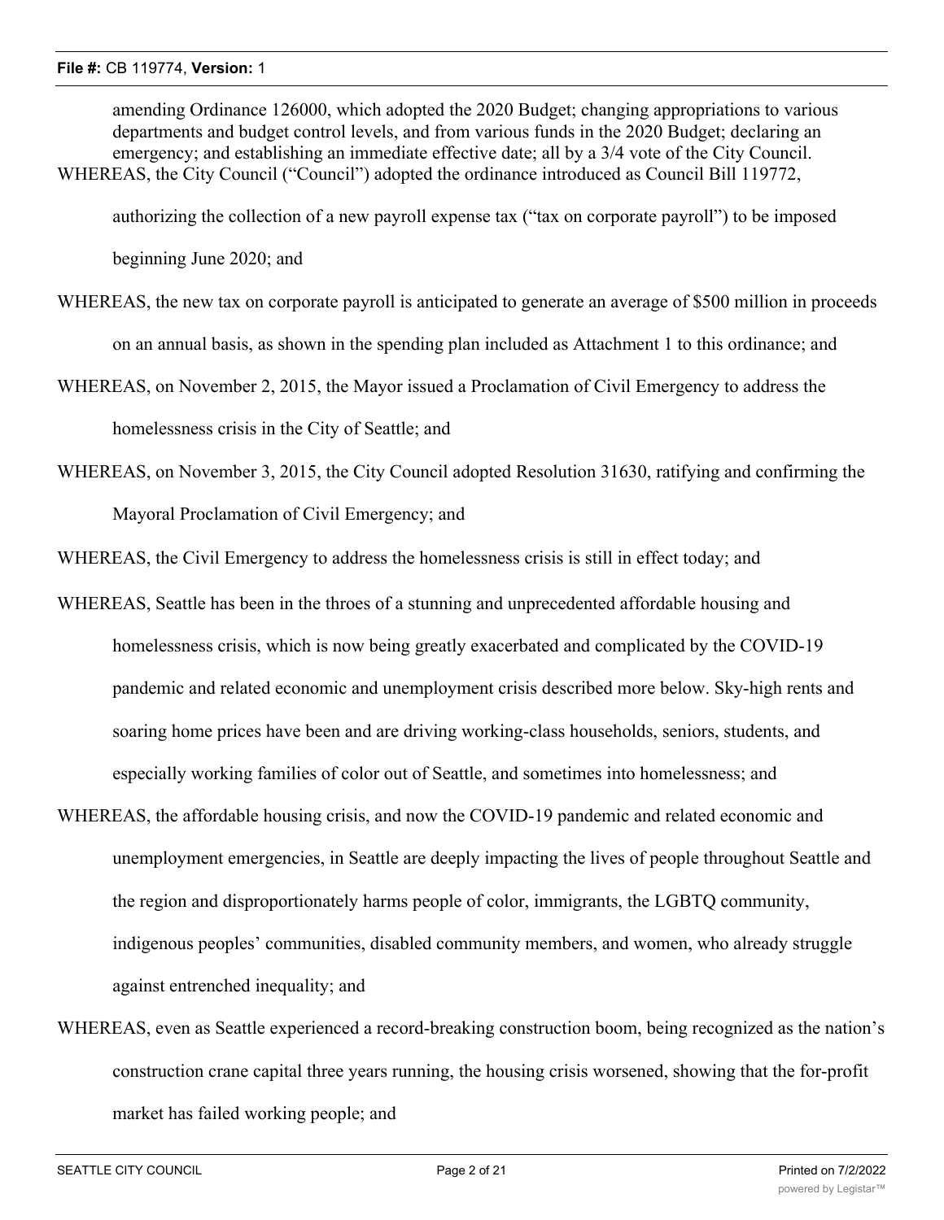amending Ordinance 126000, which adopted the 2020 Budget; changing appropriations to various departments and budget control levels, and from various funds in the 2020 Budget; declaring an emergency; and establishing an immediate effective date; all by a 3/4 vote of the City Council.

WHEREAS, the City Council ("Council") adopted the ordinance introduced as Council Bill 119772, authorizing the collection of a new payroll expense tax ("tax on corporate payroll") to be imposed beginning June 2020; and

WHEREAS, the new tax on corporate payroll is anticipated to generate an average of $500 million in proceeds on an annual basis, as shown in the spending plan included as Attachment 1 to this ordinance; and

WHEREAS, on November 2, 2015, the Mayor issued a Proclamation of Civil Emergency to address the homelessness crisis in the City of Seattle; and

WHEREAS, on November 3, 2015, the City Council adopted Resolution 31630, ratifying and confirming the Mayoral Proclamation of Civil Emergency; and

WHEREAS, the Civil Emergency to address the homelessness crisis is still in effect today; and

WHEREAS, Seattle has been in the throes of a stunning and unprecedented affordable housing and homelessness crisis, which is now being greatly exacerbated and complicated by the COVID-19 pandemic and related economic and unemployment crisis described more below. Sky-high rents and soaring home prices have been and are driving working-class households, seniors, students, and especially working families of color out of Seattle, and sometimes into homelessness; and

WHEREAS, the affordable housing crisis, and now the COVID-19 pandemic and related economic and unemployment emergencies, in Seattle are deeply impacting the lives of people throughout Seattle and the region and disproportionately harms people of color, immigrants, the LGBTQ community, indigenous peoples' communities, disabled community members, and women, who already struggle against entrenched inequality; and

WHEREAS, even as Seattle experienced a record-breaking construction boom, being recognized as the nation's construction crane capital three years running, the housing crisis worsened, showing that the for-profit market has failed working people; and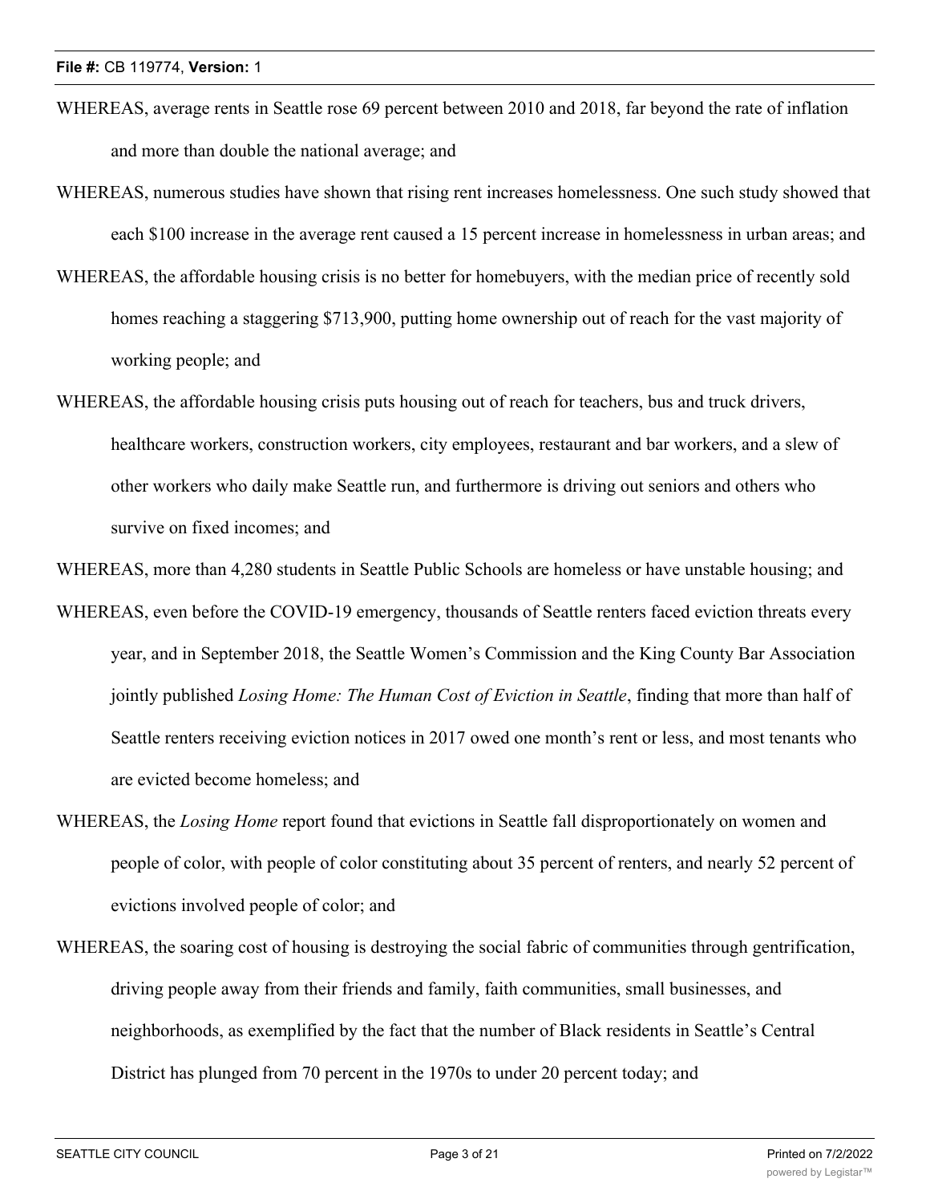WHEREAS, average rents in Seattle rose 69 percent between 2010 and 2018, far beyond the rate of inflation and more than double the national average; and

WHEREAS, numerous studies have shown that rising rent increases homelessness. One such study showed that each $100 increase in the average rent caused a 15 percent increase in homelessness in urban areas; and

WHEREAS, the affordable housing crisis is no better for homebuyers, with the median price of recently sold homes reaching a staggering $713,900, putting home ownership out of reach for the vast majority of working people; and

WHEREAS, the affordable housing crisis puts housing out of reach for teachers, bus and truck drivers, healthcare workers, construction workers, city employees, restaurant and bar workers, and a slew of other workers who daily make Seattle run, and furthermore is driving out seniors and others who survive on fixed incomes; and

WHEREAS, more than 4,280 students in Seattle Public Schools are homeless or have unstable housing; and

WHEREAS, even before the COVID-19 emergency, thousands of Seattle renters faced eviction threats every year, and in September 2018, the Seattle Women's Commission and the King County Bar Association jointly published *Losing Home: The Human Cost of Eviction in Seattle*, finding that more than half of Seattle renters receiving eviction notices in 2017 owed one month's rent or less, and most tenants who are evicted become homeless; and

WHEREAS, the *Losing Home* report found that evictions in Seattle fall disproportionately on women and people of color, with people of color constituting about 35 percent of renters, and nearly 52 percent of evictions involved people of color; and

WHEREAS, the soaring cost of housing is destroying the social fabric of communities through gentrification, driving people away from their friends and family, faith communities, small businesses, and neighborhoods, as exemplified by the fact that the number of Black residents in Seattle's Central District has plunged from 70 percent in the 1970s to under 20 percent today; and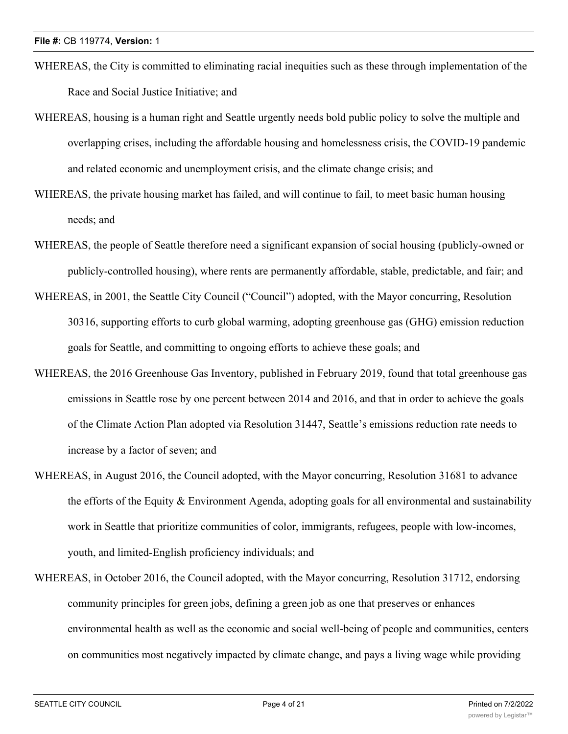WHEREAS, the City is committed to eliminating racial inequities such as these through implementation of the Race and Social Justice Initiative; and

WHEREAS, housing is a human right and Seattle urgently needs bold public policy to solve the multiple and overlapping crises, including the affordable housing and homelessness crisis, the COVID-19 pandemic and related economic and unemployment crisis, and the climate change crisis; and

WHEREAS, the private housing market has failed, and will continue to fail, to meet basic human housing needs; and

WHEREAS, the people of Seattle therefore need a significant expansion of social housing (publicly-owned or publicly-controlled housing), where rents are permanently affordable, stable, predictable, and fair; and

WHEREAS, in 2001, the Seattle City Council ("Council") adopted, with the Mayor concurring, Resolution 30316, supporting efforts to curb global warming, adopting greenhouse gas (GHG) emission reduction goals for Seattle, and committing to ongoing efforts to achieve these goals; and

WHEREAS, the 2016 Greenhouse Gas Inventory, published in February 2019, found that total greenhouse gas emissions in Seattle rose by one percent between 2014 and 2016, and that in order to achieve the goals of the Climate Action Plan adopted via Resolution 31447, Seattle's emissions reduction rate needs to increase by a factor of seven; and

WHEREAS, in August 2016, the Council adopted, with the Mayor concurring, Resolution 31681 to advance the efforts of the Equity & Environment Agenda, adopting goals for all environmental and sustainability work in Seattle that prioritize communities of color, immigrants, refugees, people with low-incomes, youth, and limited-English proficiency individuals; and

WHEREAS, in October 2016, the Council adopted, with the Mayor concurring, Resolution 31712, endorsing community principles for green jobs, defining a green job as one that preserves or enhances environmental health as well as the economic and social well-being of people and communities, centers on communities most negatively impacted by climate change, and pays a living wage while providing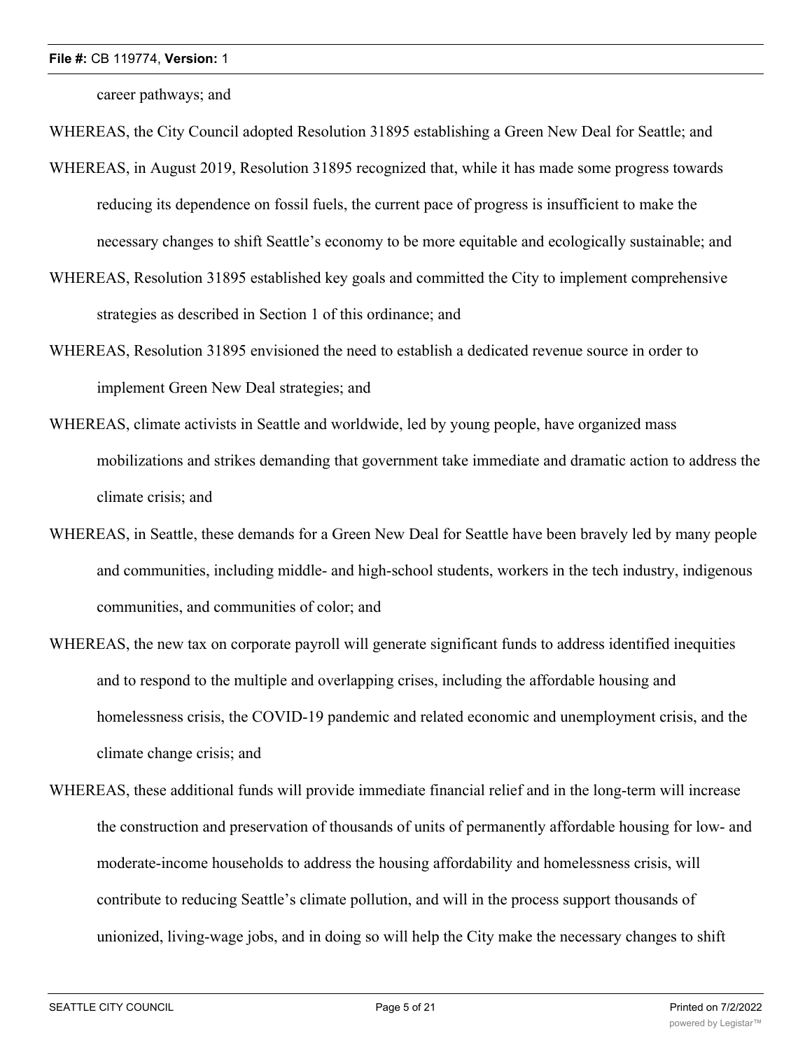career pathways; and

WHEREAS, the City Council adopted Resolution 31895 establishing a Green New Deal for Seattle; and

WHEREAS, in August 2019, Resolution 31895 recognized that, while it has made some progress towards reducing its dependence on fossil fuels, the current pace of progress is insufficient to make the necessary changes to shift Seattle's economy to be more equitable and ecologically sustainable; and

WHEREAS, Resolution 31895 established key goals and committed the City to implement comprehensive strategies as described in Section 1 of this ordinance; and

WHEREAS, Resolution 31895 envisioned the need to establish a dedicated revenue source in order to implement Green New Deal strategies; and

WHEREAS, climate activists in Seattle and worldwide, led by young people, have organized mass mobilizations and strikes demanding that government take immediate and dramatic action to address the climate crisis; and

WHEREAS, in Seattle, these demands for a Green New Deal for Seattle have been bravely led by many people and communities, including middle- and high-school students, workers in the tech industry, indigenous communities, and communities of color; and

WHEREAS, the new tax on corporate payroll will generate significant funds to address identified inequities and to respond to the multiple and overlapping crises, including the affordable housing and homelessness crisis, the COVID-19 pandemic and related economic and unemployment crisis, and the climate change crisis; and

WHEREAS, these additional funds will provide immediate financial relief and in the long-term will increase the construction and preservation of thousands of units of permanently affordable housing for low- and moderate-income households to address the housing affordability and homelessness crisis, will contribute to reducing Seattle's climate pollution, and will in the process support thousands of unionized, living-wage jobs, and in doing so will help the City make the necessary changes to shift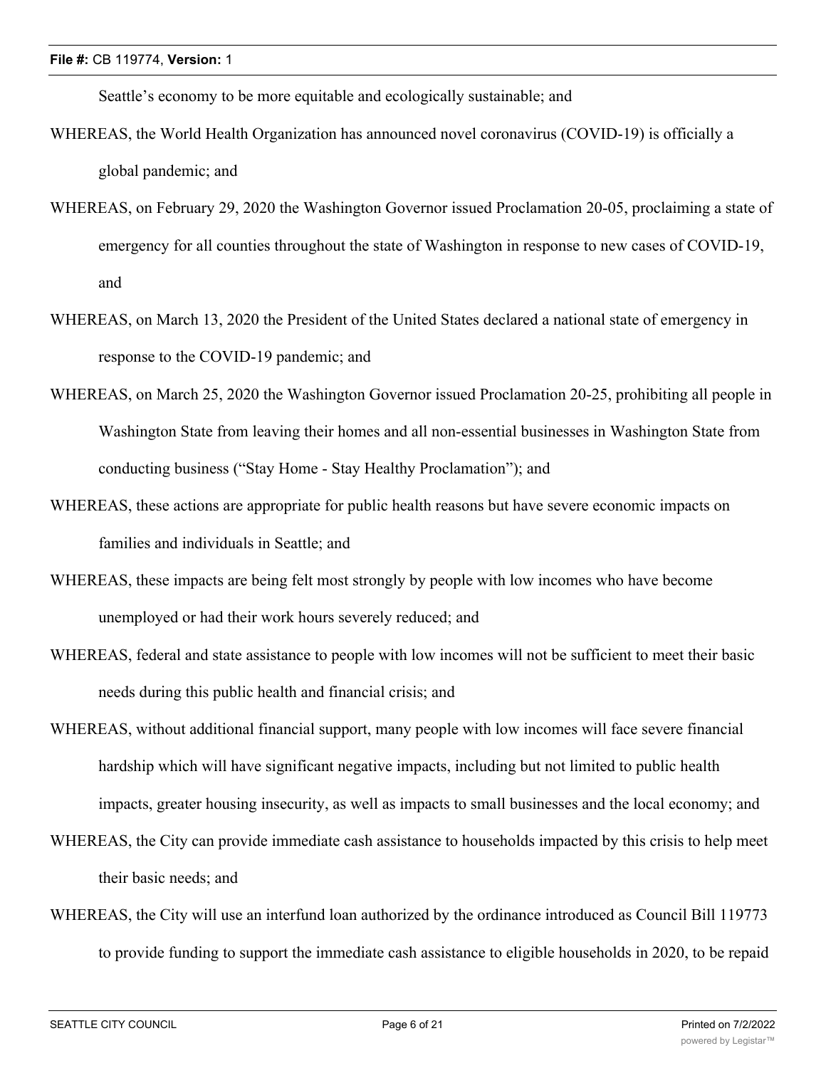Seattle's economy to be more equitable and ecologically sustainable; and

WHEREAS, the World Health Organization has announced novel coronavirus (COVID-19) is officially a global pandemic; and

WHEREAS, on February 29, 2020 the Washington Governor issued Proclamation 20-05, proclaiming a state of emergency for all counties throughout the state of Washington in response to new cases of COVID-19, and

WHEREAS, on March 13, 2020 the President of the United States declared a national state of emergency in response to the COVID-19 pandemic; and

WHEREAS, on March 25, 2020 the Washington Governor issued Proclamation 20-25, prohibiting all people in Washington State from leaving their homes and all non-essential businesses in Washington State from conducting business ("Stay Home - Stay Healthy Proclamation"); and

WHEREAS, these actions are appropriate for public health reasons but have severe economic impacts on families and individuals in Seattle; and

WHEREAS, these impacts are being felt most strongly by people with low incomes who have become unemployed or had their work hours severely reduced; and

WHEREAS, federal and state assistance to people with low incomes will not be sufficient to meet their basic needs during this public health and financial crisis; and

WHEREAS, without additional financial support, many people with low incomes will face severe financial hardship which will have significant negative impacts, including but not limited to public health impacts, greater housing insecurity, as well as impacts to small businesses and the local economy; and

WHEREAS, the City can provide immediate cash assistance to households impacted by this crisis to help meet their basic needs; and

WHEREAS, the City will use an interfund loan authorized by the ordinance introduced as Council Bill 119773 to provide funding to support the immediate cash assistance to eligible households in 2020, to be repaid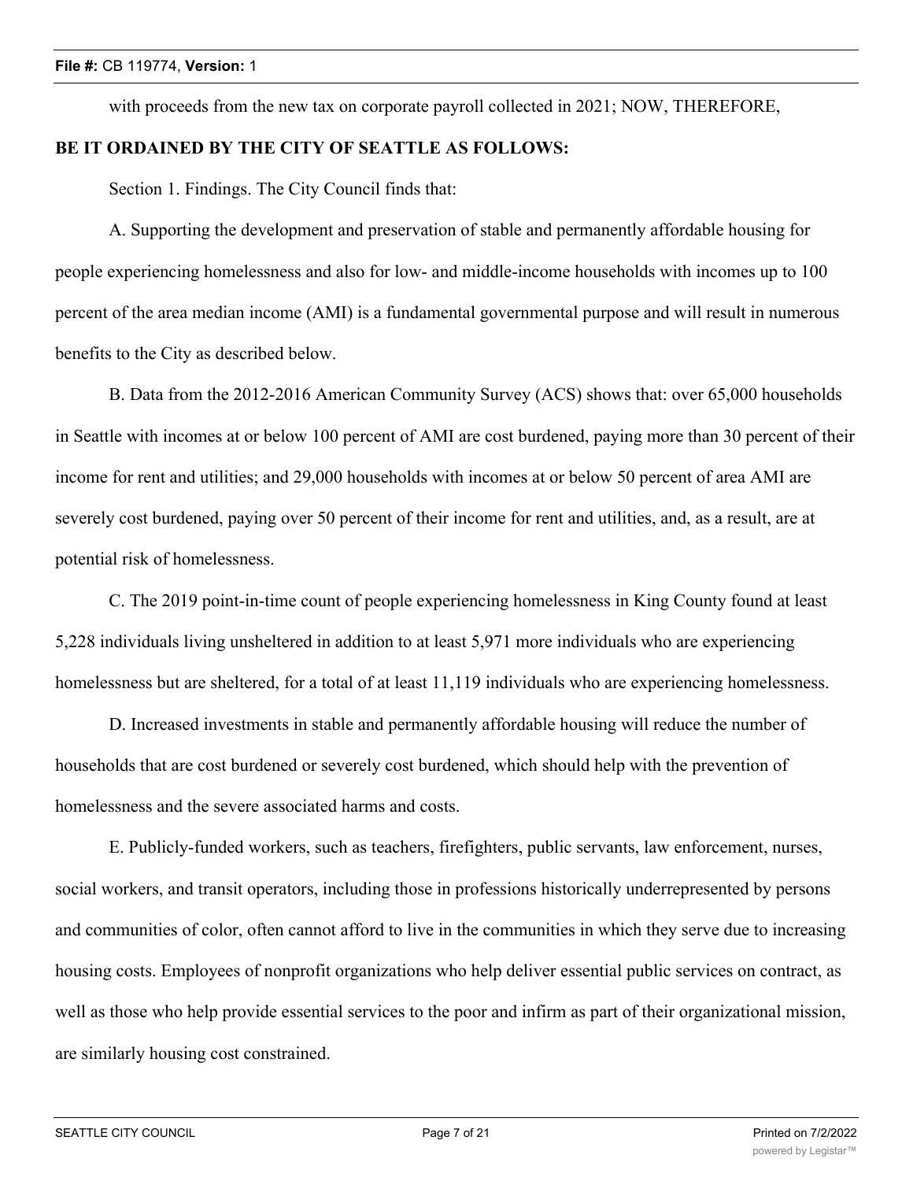with proceeds from the new tax on corporate payroll collected in 2021; NOW, THEREFORE,

**BE IT ORDAINED BY THE CITY OF SEATTLE AS FOLLOWS:**

Section 1. Findings. The City Council finds that:

A. Supporting the development and preservation of stable and permanently affordable housing for people experiencing homelessness and also for low- and middle-income households with incomes up to 100 percent of the area median income (AMI) is a fundamental governmental purpose and will result in numerous benefits to the City as described below.

B. Data from the 2012-2016 American Community Survey (ACS) shows that: over 65,000 households in Seattle with incomes at or below 100 percent of AMI are cost burdened, paying more than 30 percent of their income for rent and utilities; and 29,000 households with incomes at or below 50 percent of area AMI are severely cost burdened, paying over 50 percent of their income for rent and utilities, and, as a result, are at potential risk of homelessness.

C. The 2019 point-in-time count of people experiencing homelessness in King County found at least 5,228 individuals living unsheltered in addition to at least 5,971 more individuals who are experiencing homelessness but are sheltered, for a total of at least 11,119 individuals who are experiencing homelessness.

D. Increased investments in stable and permanently affordable housing will reduce the number of households that are cost burdened or severely cost burdened, which should help with the prevention of homelessness and the severe associated harms and costs.

E. Publicly-funded workers, such as teachers, firefighters, public servants, law enforcement, nurses, social workers, and transit operators, including those in professions historically underrepresented by persons and communities of color, often cannot afford to live in the communities in which they serve due to increasing housing costs. Employees of nonprofit organizations who help deliver essential public services on contract, as well as those who help provide essential services to the poor and infirm as part of their organizational mission, are similarly housing cost constrained.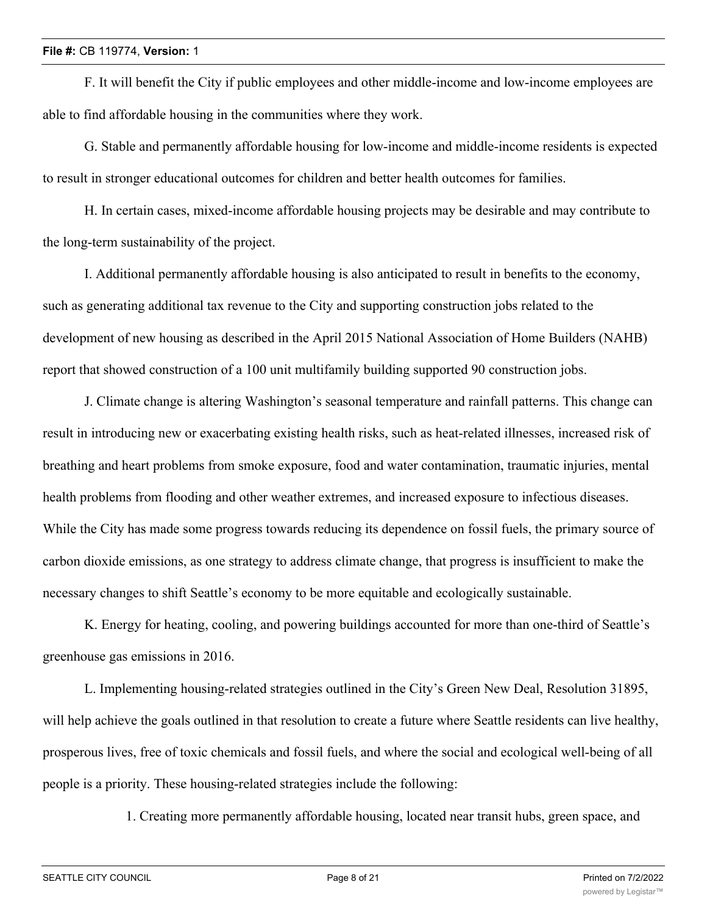F. It will benefit the City if public employees and other middle-income and low-income employees are able to find affordable housing in the communities where they work.

G. Stable and permanently affordable housing for low-income and middle-income residents is expected to result in stronger educational outcomes for children and better health outcomes for families.

H. In certain cases, mixed-income affordable housing projects may be desirable and may contribute to the long-term sustainability of the project.

I. Additional permanently affordable housing is also anticipated to result in benefits to the economy, such as generating additional tax revenue to the City and supporting construction jobs related to the development of new housing as described in the April 2015 National Association of Home Builders (NAHB) report that showed construction of a 100 unit multifamily building supported 90 construction jobs.

J. Climate change is altering Washington's seasonal temperature and rainfall patterns. This change can result in introducing new or exacerbating existing health risks, such as heat-related illnesses, increased risk of breathing and heart problems from smoke exposure, food and water contamination, traumatic injuries, mental health problems from flooding and other weather extremes, and increased exposure to infectious diseases. While the City has made some progress towards reducing its dependence on fossil fuels, the primary source of carbon dioxide emissions, as one strategy to address climate change, that progress is insufficient to make the necessary changes to shift Seattle's economy to be more equitable and ecologically sustainable.

K. Energy for heating, cooling, and powering buildings accounted for more than one-third of Seattle's greenhouse gas emissions in 2016.

L. Implementing housing-related strategies outlined in the City's Green New Deal, Resolution 31895, will help achieve the goals outlined in that resolution to create a future where Seattle residents can live healthy, prosperous lives, free of toxic chemicals and fossil fuels, and where the social and ecological well-being of all people is a priority. These housing-related strategies include the following:

1. Creating more permanently affordable housing, located near transit hubs, green space, and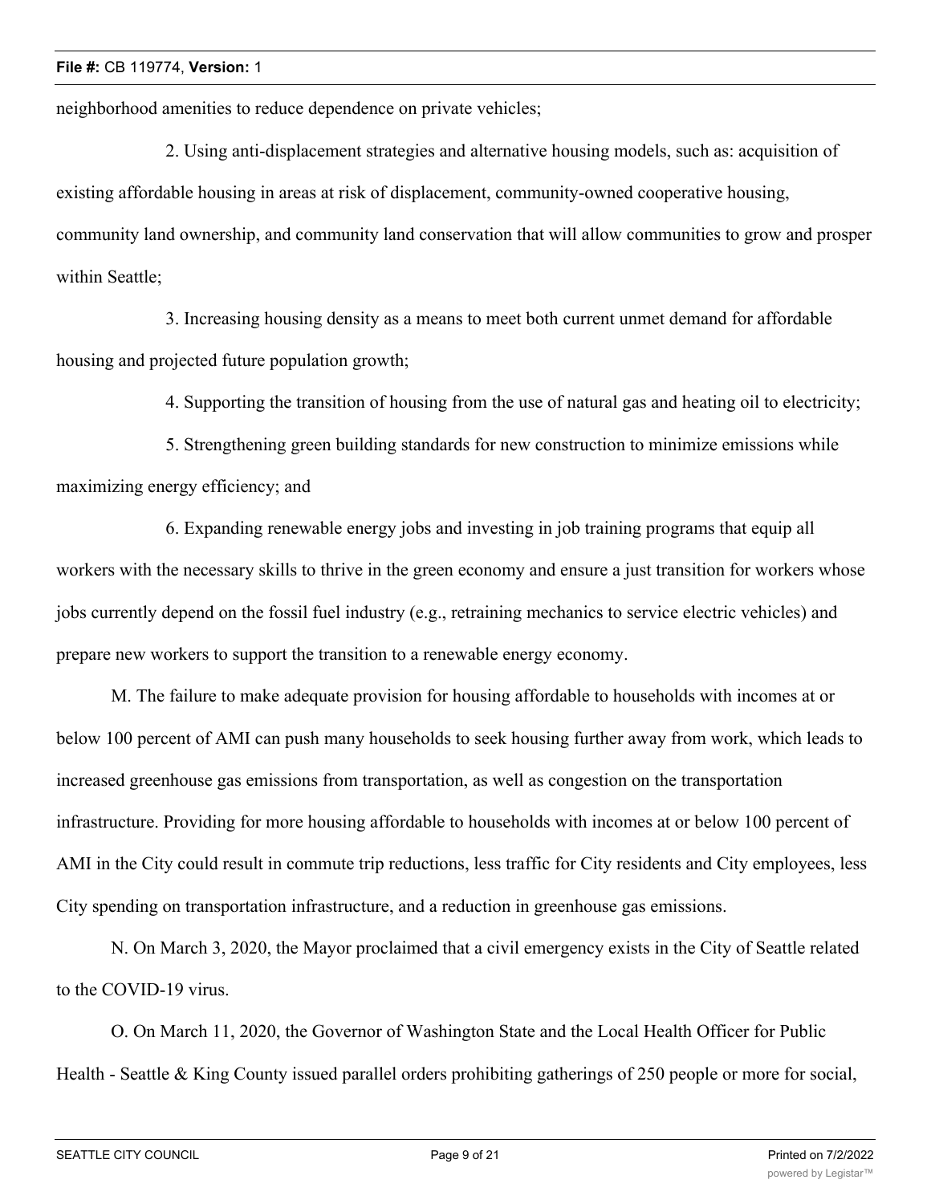neighborhood amenities to reduce dependence on private vehicles;

2. Using anti-displacement strategies and alternative housing models, such as: acquisition of existing affordable housing in areas at risk of displacement, community-owned cooperative housing, community land ownership, and community land conservation that will allow communities to grow and prosper within Seattle;

3. Increasing housing density as a means to meet both current unmet demand for affordable housing and projected future population growth;

4. Supporting the transition of housing from the use of natural gas and heating oil to electricity;

5. Strengthening green building standards for new construction to minimize emissions while maximizing energy efficiency; and

6. Expanding renewable energy jobs and investing in job training programs that equip all workers with the necessary skills to thrive in the green economy and ensure a just transition for workers whose jobs currently depend on the fossil fuel industry (e.g., retraining mechanics to service electric vehicles) and prepare new workers to support the transition to a renewable energy economy.

M. The failure to make adequate provision for housing affordable to households with incomes at or below 100 percent of AMI can push many households to seek housing further away from work, which leads to increased greenhouse gas emissions from transportation, as well as congestion on the transportation infrastructure. Providing for more housing affordable to households with incomes at or below 100 percent of AMI in the City could result in commute trip reductions, less traffic for City residents and City employees, less City spending on transportation infrastructure, and a reduction in greenhouse gas emissions.

N. On March 3, 2020, the Mayor proclaimed that a civil emergency exists in the City of Seattle related to the COVID-19 virus.

O. On March 11, 2020, the Governor of Washington State and the Local Health Officer for Public Health - Seattle & King County issued parallel orders prohibiting gatherings of 250 people or more for social,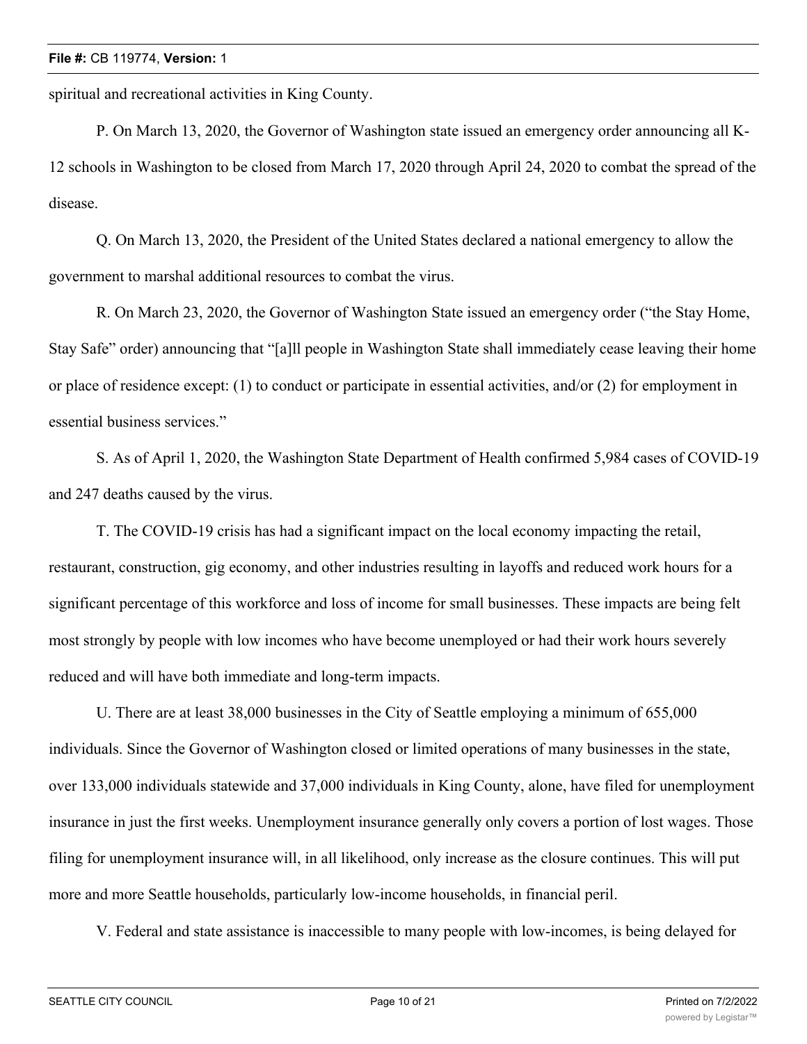spiritual and recreational activities in King County.

P. On March 13, 2020, the Governor of Washington state issued an emergency order announcing all K-12 schools in Washington to be closed from March 17, 2020 through April 24, 2020 to combat the spread of the disease.

Q. On March 13, 2020, the President of the United States declared a national emergency to allow the government to marshal additional resources to combat the virus.

R. On March 23, 2020, the Governor of Washington State issued an emergency order ("the Stay Home, Stay Safe" order) announcing that "[a]ll people in Washington State shall immediately cease leaving their home or place of residence except: (1) to conduct or participate in essential activities, and/or (2) for employment in essential business services."

S. As of April 1, 2020, the Washington State Department of Health confirmed 5,984 cases of COVID-19 and 247 deaths caused by the virus.

T. The COVID-19 crisis has had a significant impact on the local economy impacting the retail, restaurant, construction, gig economy, and other industries resulting in layoffs and reduced work hours for a significant percentage of this workforce and loss of income for small businesses. These impacts are being felt most strongly by people with low incomes who have become unemployed or had their work hours severely reduced and will have both immediate and long-term impacts.

U. There are at least 38,000 businesses in the City of Seattle employing a minimum of 655,000 individuals. Since the Governor of Washington closed or limited operations of many businesses in the state, over 133,000 individuals statewide and 37,000 individuals in King County, alone, have filed for unemployment insurance in just the first weeks. Unemployment insurance generally only covers a portion of lost wages. Those filing for unemployment insurance will, in all likelihood, only increase as the closure continues. This will put more and more Seattle households, particularly low-income households, in financial peril.

V. Federal and state assistance is inaccessible to many people with low-incomes, is being delayed for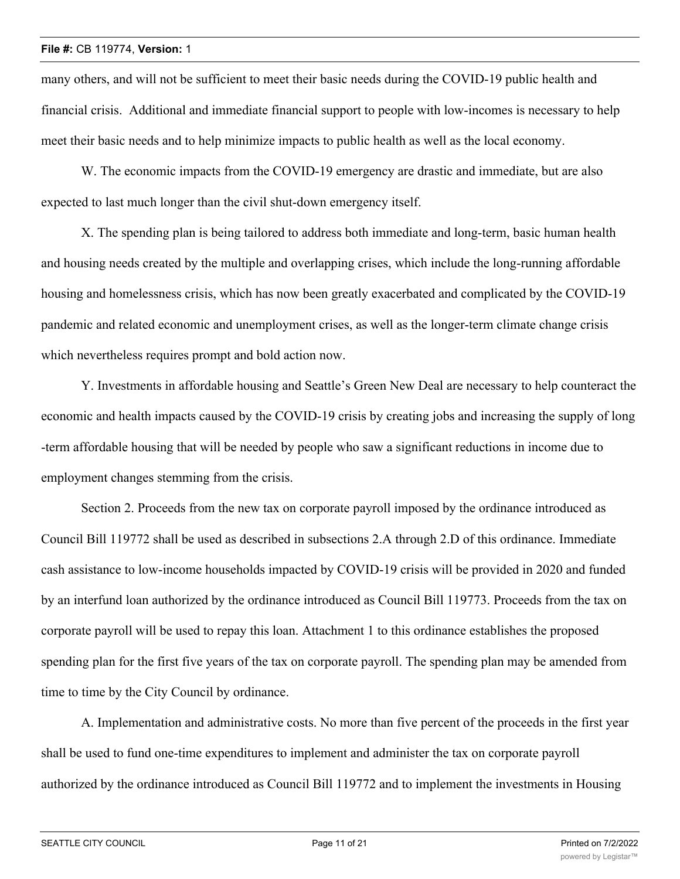many others, and will not be sufficient to meet their basic needs during the COVID-19 public health and financial crisis. Additional and immediate financial support to people with low-incomes is necessary to help meet their basic needs and to help minimize impacts to public health as well as the local economy.

W. The economic impacts from the COVID-19 emergency are drastic and immediate, but are also expected to last much longer than the civil shut-down emergency itself.

X. The spending plan is being tailored to address both immediate and long-term, basic human health and housing needs created by the multiple and overlapping crises, which include the long-running affordable housing and homelessness crisis, which has now been greatly exacerbated and complicated by the COVID-19 pandemic and related economic and unemployment crises, as well as the longer-term climate change crisis which nevertheless requires prompt and bold action now.

Y. Investments in affordable housing and Seattle's Green New Deal are necessary to help counteract the economic and health impacts caused by the COVID-19 crisis by creating jobs and increasing the supply of long-term affordable housing that will be needed by people who saw a significant reductions in income due to employment changes stemming from the crisis.

Section 2. Proceeds from the new tax on corporate payroll imposed by the ordinance introduced as Council Bill 119772 shall be used as described in subsections 2.A through 2.D of this ordinance. Immediate cash assistance to low-income households impacted by COVID-19 crisis will be provided in 2020 and funded by an interfund loan authorized by the ordinance introduced as Council Bill 119773. Proceeds from the tax on corporate payroll will be used to repay this loan. Attachment 1 to this ordinance establishes the proposed spending plan for the first five years of the tax on corporate payroll. The spending plan may be amended from time to time by the City Council by ordinance.

A. Implementation and administrative costs. No more than five percent of the proceeds in the first year shall be used to fund one-time expenditures to implement and administer the tax on corporate payroll authorized by the ordinance introduced as Council Bill 119772 and to implement the investments in Housing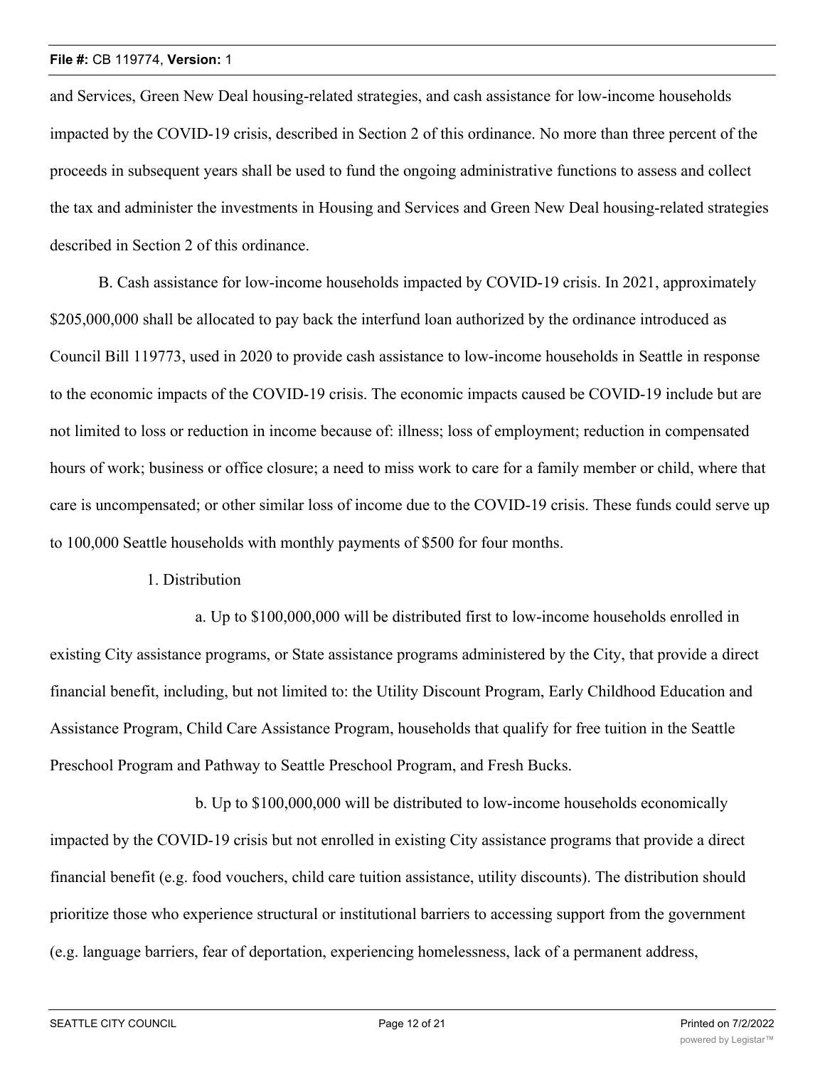and Services, Green New Deal housing-related strategies, and cash assistance for low-income households impacted by the COVID-19 crisis, described in Section 2 of this ordinance. No more than three percent of the proceeds in subsequent years shall be used to fund the ongoing administrative functions to assess and collect the tax and administer the investments in Housing and Services and Green New Deal housing-related strategies described in Section 2 of this ordinance.

B. Cash assistance for low-income households impacted by COVID-19 crisis. In 2021, approximately $205,000,000 shall be allocated to pay back the interfund loan authorized by the ordinance introduced as Council Bill 119773, used in 2020 to provide cash assistance to low-income households in Seattle in response to the economic impacts of the COVID-19 crisis. The economic impacts caused be COVID-19 include but are not limited to loss or reduction in income because of: illness; loss of employment; reduction in compensated hours of work; business or office closure; a need to miss work to care for a family member or child, where that care is uncompensated; or other similar loss of income due to the COVID-19 crisis. These funds could serve up to 100,000 Seattle households with monthly payments of $500 for four months.

1. Distribution

a. Up to $100,000,000 will be distributed first to low-income households enrolled in existing City assistance programs, or State assistance programs administered by the City, that provide a direct financial benefit, including, but not limited to: the Utility Discount Program, Early Childhood Education and Assistance Program, Child Care Assistance Program, households that qualify for free tuition in the Seattle Preschool Program and Pathway to Seattle Preschool Program, and Fresh Bucks.

b. Up to $100,000,000 will be distributed to low-income households economically impacted by the COVID-19 crisis but not enrolled in existing City assistance programs that provide a direct financial benefit (e.g. food vouchers, child care tuition assistance, utility discounts). The distribution should prioritize those who experience structural or institutional barriers to accessing support from the government (e.g. language barriers, fear of deportation, experiencing homelessness, lack of a permanent address,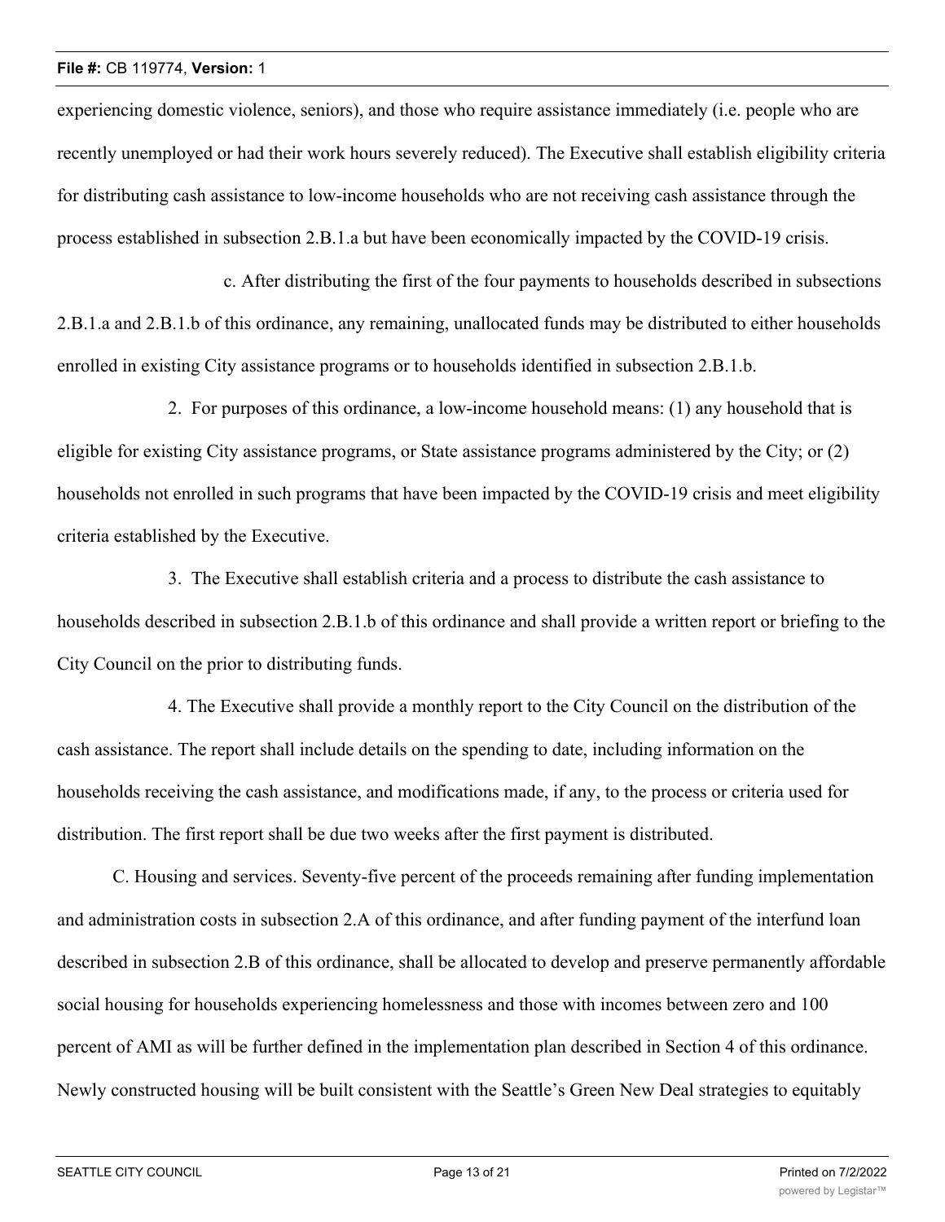experiencing domestic violence, seniors), and those who require assistance immediately (i.e. people who are recently unemployed or had their work hours severely reduced). The Executive shall establish eligibility criteria for distributing cash assistance to low-income households who are not receiving cash assistance through the process established in subsection 2.B.1.a but have been economically impacted by the COVID-19 crisis.

c. After distributing the first of the four payments to households described in subsections 2.B.1.a and 2.B.1.b of this ordinance, any remaining, unallocated funds may be distributed to either households enrolled in existing City assistance programs or to households identified in subsection 2.B.1.b.

2. For purposes of this ordinance, a low-income household means: (1) any household that is eligible for existing City assistance programs, or State assistance programs administered by the City; or (2) households not enrolled in such programs that have been impacted by the COVID-19 crisis and meet eligibility criteria established by the Executive.

3. The Executive shall establish criteria and a process to distribute the cash assistance to households described in subsection 2.B.1.b of this ordinance and shall provide a written report or briefing to the City Council on the prior to distributing funds.

4. The Executive shall provide a monthly report to the City Council on the distribution of the cash assistance. The report shall include details on the spending to date, including information on the households receiving the cash assistance, and modifications made, if any, to the process or criteria used for distribution. The first report shall be due two weeks after the first payment is distributed.

C. Housing and services. Seventy-five percent of the proceeds remaining after funding implementation and administration costs in subsection 2.A of this ordinance, and after funding payment of the interfund loan described in subsection 2.B of this ordinance, shall be allocated to develop and preserve permanently affordable social housing for households experiencing homelessness and those with incomes between zero and 100 percent of AMI as will be further defined in the implementation plan described in Section 4 of this ordinance. Newly constructed housing will be built consistent with the Seattle's Green New Deal strategies to equitably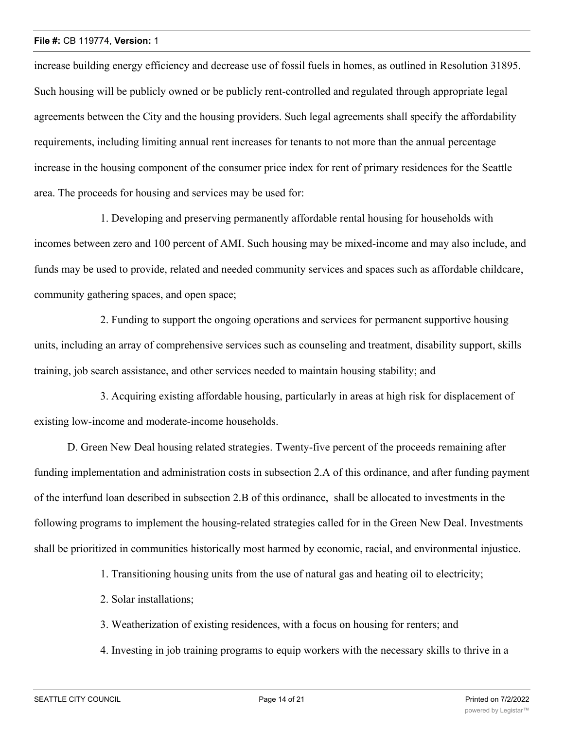increase building energy efficiency and decrease use of fossil fuels in homes, as outlined in Resolution 31895. Such housing will be publicly owned or be publicly rent-controlled and regulated through appropriate legal agreements between the City and the housing providers. Such legal agreements shall specify the affordability requirements, including limiting annual rent increases for tenants to not more than the annual percentage increase in the housing component of the consumer price index for rent of primary residences for the Seattle area. The proceeds for housing and services may be used for:

1. Developing and preserving permanently affordable rental housing for households with incomes between zero and 100 percent of AMI. Such housing may be mixed-income and may also include, and funds may be used to provide, related and needed community services and spaces such as affordable childcare, community gathering spaces, and open space;

2. Funding to support the ongoing operations and services for permanent supportive housing units, including an array of comprehensive services such as counseling and treatment, disability support, skills training, job search assistance, and other services needed to maintain housing stability; and

3. Acquiring existing affordable housing, particularly in areas at high risk for displacement of existing low-income and moderate-income households.

D. Green New Deal housing related strategies. Twenty-five percent of the proceeds remaining after funding implementation and administration costs in subsection 2.A of this ordinance, and after funding payment of the interfund loan described in subsection 2.B of this ordinance, shall be allocated to investments in the following programs to implement the housing-related strategies called for in the Green New Deal. Investments shall be prioritized in communities historically most harmed by economic, racial, and environmental injustice.

1. Transitioning housing units from the use of natural gas and heating oil to electricity;

2. Solar installations;

3. Weatherization of existing residences, with a focus on housing for renters; and

4. Investing in job training programs to equip workers with the necessary skills to thrive in a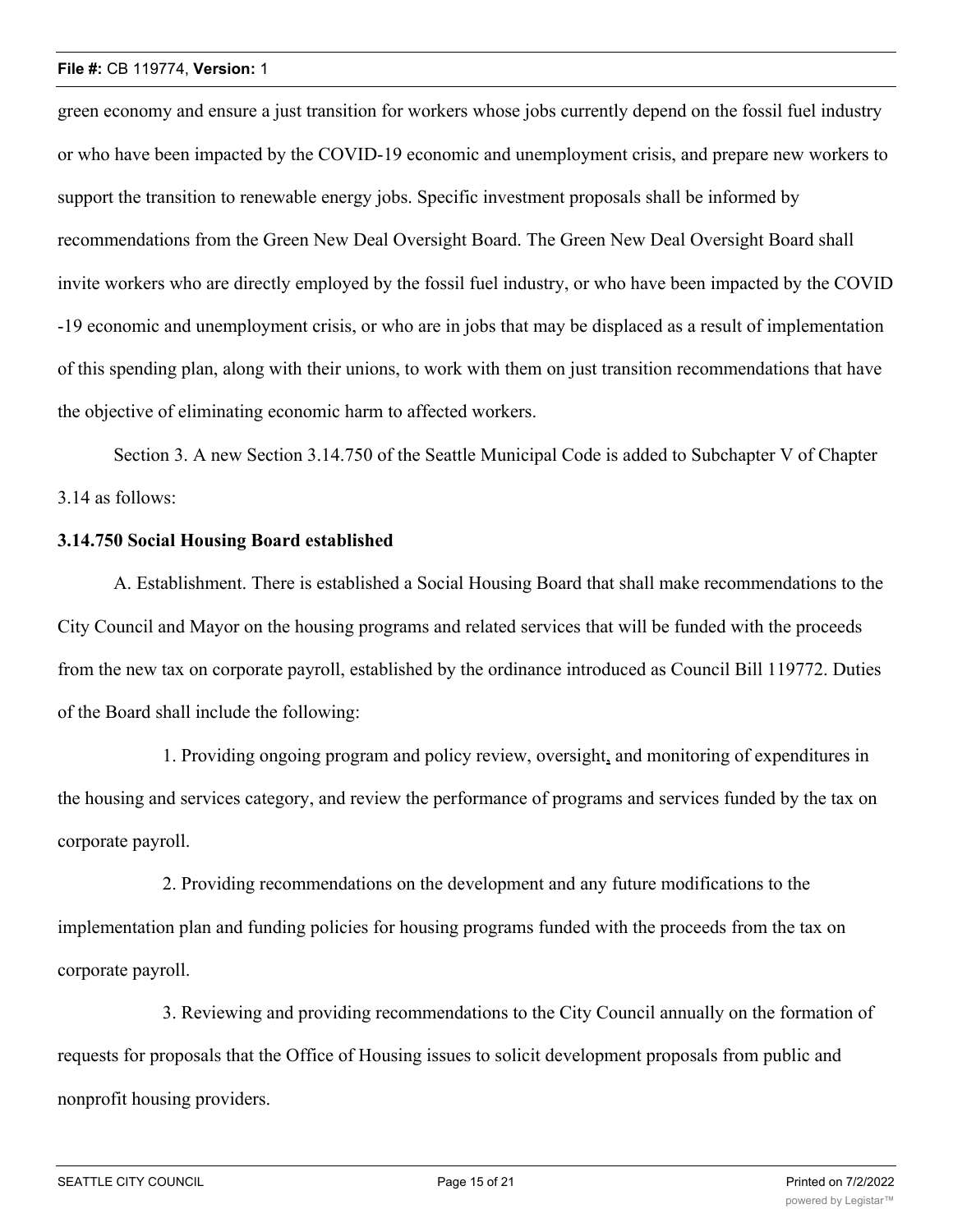green economy and ensure a just transition for workers whose jobs currently depend on the fossil fuel industry or who have been impacted by the COVID-19 economic and unemployment crisis, and prepare new workers to support the transition to renewable energy jobs. Specific investment proposals shall be informed by recommendations from the Green New Deal Oversight Board. The Green New Deal Oversight Board shall invite workers who are directly employed by the fossil fuel industry, or who have been impacted by the COVID-19 economic and unemployment crisis, or who are in jobs that may be displaced as a result of implementation of this spending plan, along with their unions, to work with them on just transition recommendations that have the objective of eliminating economic harm to affected workers.

Section 3. A new Section 3.14.750 of the Seattle Municipal Code is added to Subchapter V of Chapter 3.14 as follows:

**3.14.750 Social Housing Board established**

A. Establishment. There is established a Social Housing Board that shall make recommendations to the City Council and Mayor on the housing programs and related services that will be funded with the proceeds from the new tax on corporate payroll, established by the ordinance introduced as Council Bill 119772. Duties of the Board shall include the following:

1. Providing ongoing program and policy review, oversight, and monitoring of expenditures in the housing and services category, and review the performance of programs and services funded by the tax on corporate payroll.

2. Providing recommendations on the development and any future modifications to the implementation plan and funding policies for housing programs funded with the proceeds from the tax on corporate payroll.

3. Reviewing and providing recommendations to the City Council annually on the formation of requests for proposals that the Office of Housing issues to solicit development proposals from public and nonprofit housing providers.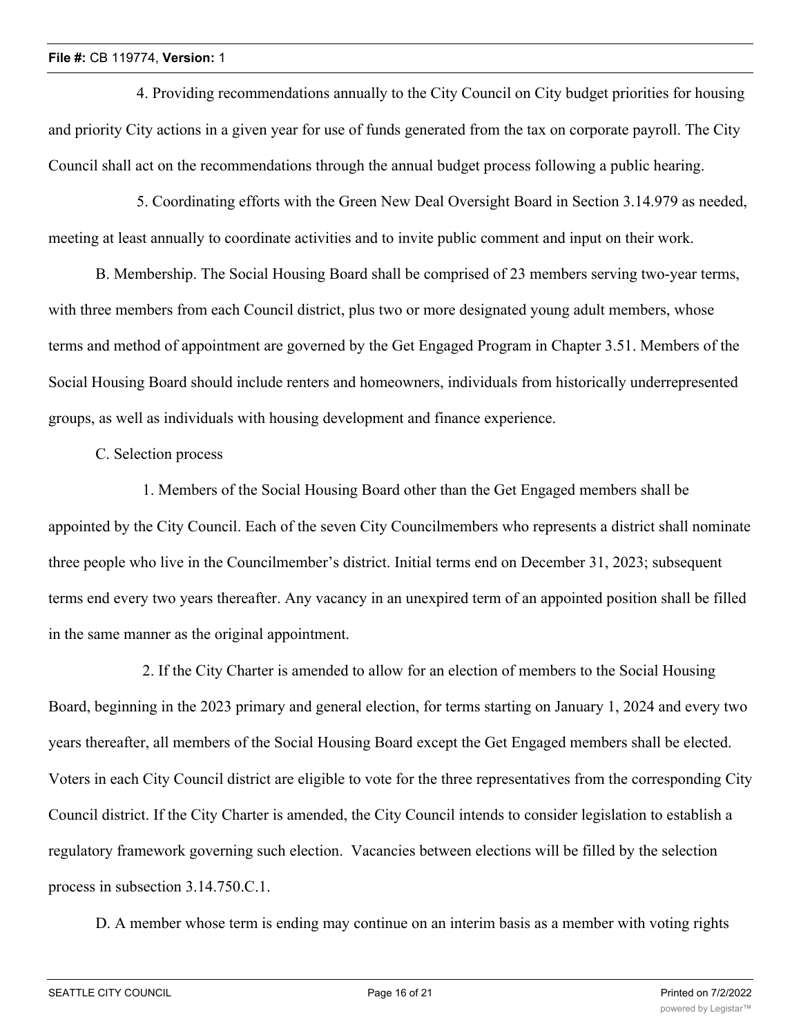4. Providing recommendations annually to the City Council on City budget priorities for housing and priority City actions in a given year for use of funds generated from the tax on corporate payroll. The City Council shall act on the recommendations through the annual budget process following a public hearing.

5. Coordinating efforts with the Green New Deal Oversight Board in Section 3.14.979 as needed, meeting at least annually to coordinate activities and to invite public comment and input on their work.

B. Membership. The Social Housing Board shall be comprised of 23 members serving two-year terms, with three members from each Council district, plus two or more designated young adult members, whose terms and method of appointment are governed by the Get Engaged Program in Chapter 3.51. Members of the Social Housing Board should include renters and homeowners, individuals from historically underrepresented groups, as well as individuals with housing development and finance experience.

C. Selection process

1. Members of the Social Housing Board other than the Get Engaged members shall be appointed by the City Council. Each of the seven City Councilmembers who represents a district shall nominate three people who live in the Councilmember's district. Initial terms end on December 31, 2023; subsequent terms end every two years thereafter. Any vacancy in an unexpired term of an appointed position shall be filled in the same manner as the original appointment.

2. If the City Charter is amended to allow for an election of members to the Social Housing Board, beginning in the 2023 primary and general election, for terms starting on January 1, 2024 and every two years thereafter, all members of the Social Housing Board except the Get Engaged members shall be elected. Voters in each City Council district are eligible to vote for the three representatives from the corresponding City Council district. If the City Charter is amended, the City Council intends to consider legislation to establish a regulatory framework governing such election. Vacancies between elections will be filled by the selection process in subsection 3.14.750.C.1.

D. A member whose term is ending may continue on an interim basis as a member with voting rights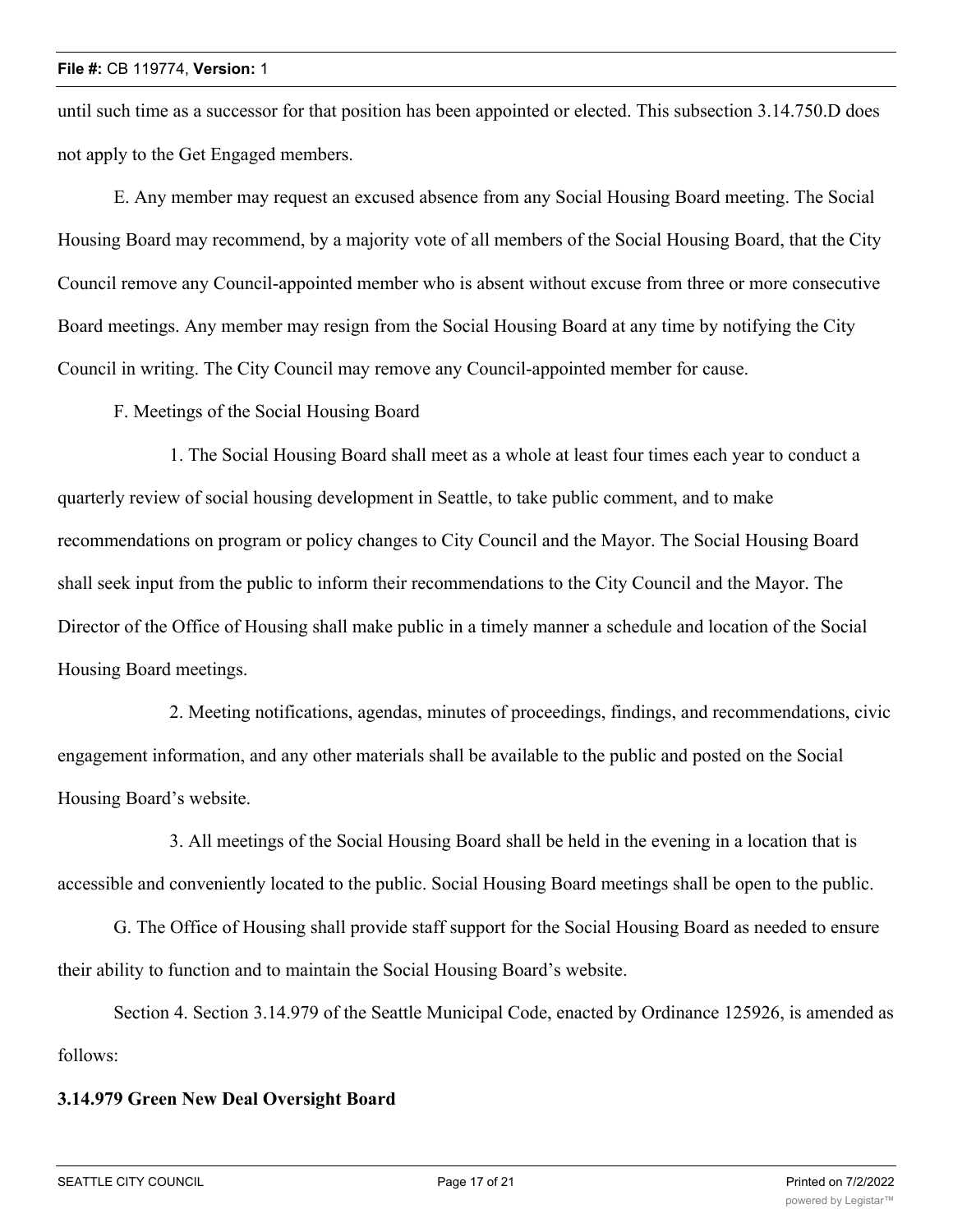until such time as a successor for that position has been appointed or elected. This subsection 3.14.750.D does not apply to the Get Engaged members.

E. Any member may request an excused absence from any Social Housing Board meeting. The Social Housing Board may recommend, by a majority vote of all members of the Social Housing Board, that the City Council remove any Council-appointed member who is absent without excuse from three or more consecutive Board meetings. Any member may resign from the Social Housing Board at any time by notifying the City Council in writing. The City Council may remove any Council-appointed member for cause.

F. Meetings of the Social Housing Board

1. The Social Housing Board shall meet as a whole at least four times each year to conduct a quarterly review of social housing development in Seattle, to take public comment, and to make recommendations on program or policy changes to City Council and the Mayor. The Social Housing Board shall seek input from the public to inform their recommendations to the City Council and the Mayor. The Director of the Office of Housing shall make public in a timely manner a schedule and location of the Social Housing Board meetings.

2. Meeting notifications, agendas, minutes of proceedings, findings, and recommendations, civic engagement information, and any other materials shall be available to the public and posted on the Social Housing Board's website.

3. All meetings of the Social Housing Board shall be held in the evening in a location that is accessible and conveniently located to the public. Social Housing Board meetings shall be open to the public.

G. The Office of Housing shall provide staff support for the Social Housing Board as needed to ensure their ability to function and to maintain the Social Housing Board's website.

Section 4. Section 3.14.979 of the Seattle Municipal Code, enacted by Ordinance 125926, is amended as follows:

**3.14.979 Green New Deal Oversight Board**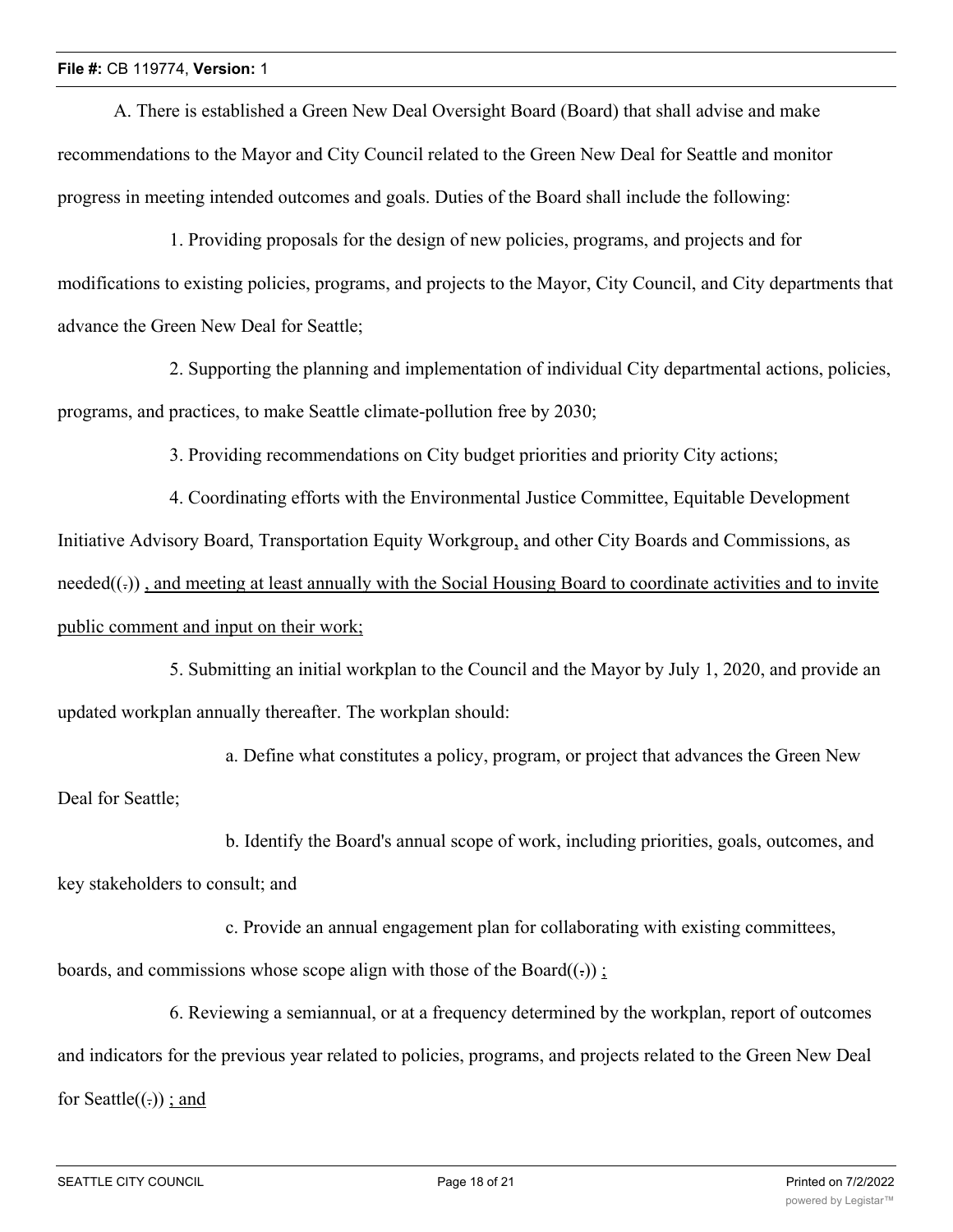A. There is established a Green New Deal Oversight Board (Board) that shall advise and make recommendations to the Mayor and City Council related to the Green New Deal for Seattle and monitor progress in meeting intended outcomes and goals. Duties of the Board shall include the following:

1. Providing proposals for the design of new policies, programs, and projects and for modifications to existing policies, programs, and projects to the Mayor, City Council, and City departments that advance the Green New Deal for Seattle;

2. Supporting the planning and implementation of individual City departmental actions, policies, programs, and practices, to make Seattle climate-pollution free by 2030;

3. Providing recommendations on City budget priorities and priority City actions;

4. Coordinating efforts with the Environmental Justice Committee, Equitable Development Initiative Advisory Board, Transportation Equity Workgroup, and other City Boards and Commissions, as needed((.)) , and meeting at least annually with the Social Housing Board to coordinate activities and to invite public comment and input on their work;

5. Submitting an initial workplan to the Council and the Mayor by July 1, 2020, and provide an updated workplan annually thereafter. The workplan should:

a. Define what constitutes a policy, program, or project that advances the Green New Deal for Seattle;

b. Identify the Board's annual scope of work, including priorities, goals, outcomes, and key stakeholders to consult; and

c. Provide an annual engagement plan for collaborating with existing committees, boards, and commissions whose scope align with those of the Board((.)) ;

6. Reviewing a semiannual, or at a frequency determined by the workplan, report of outcomes and indicators for the previous year related to policies, programs, and projects related to the Green New Deal for Seattle((.)) ; and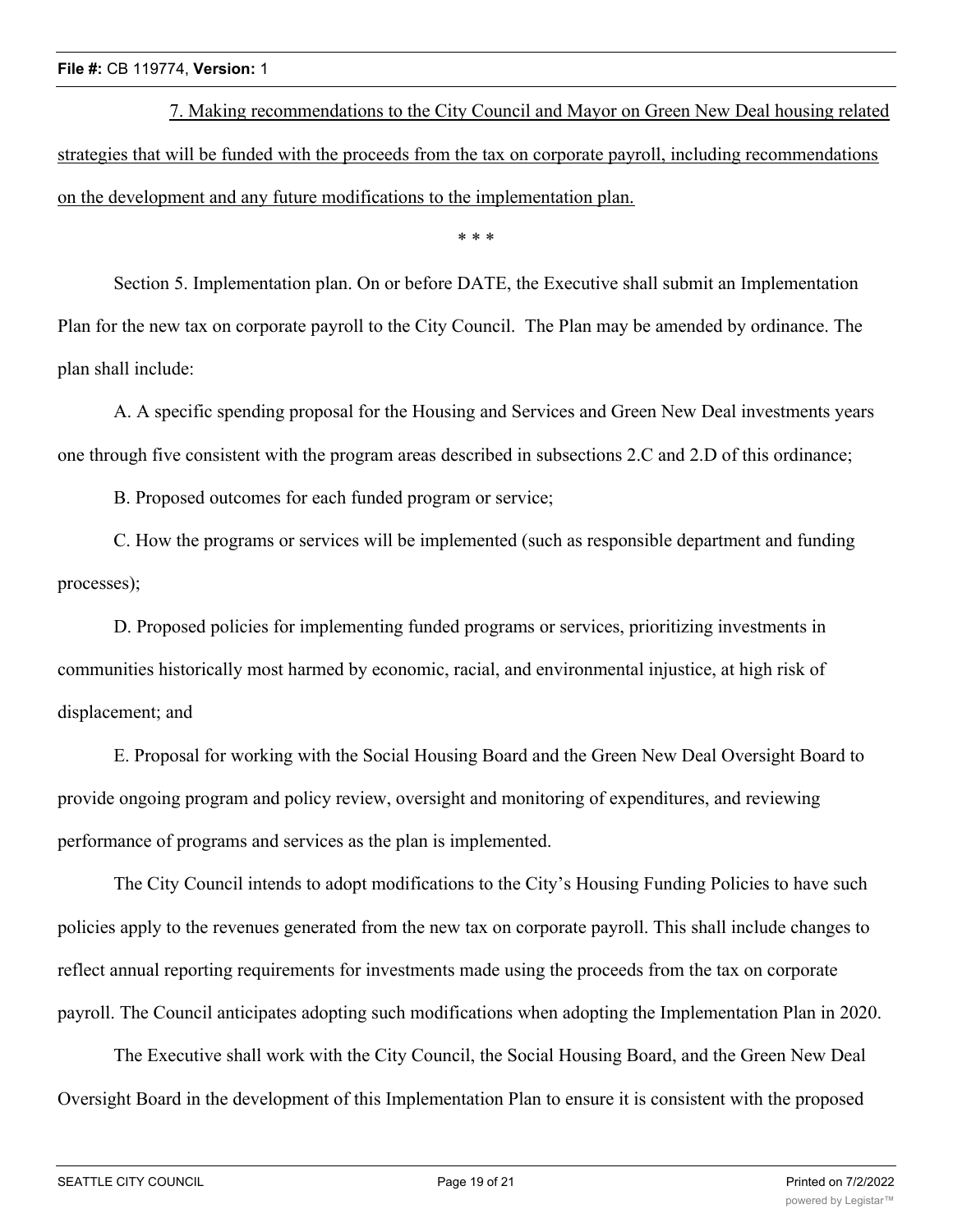7. Making recommendations to the City Council and Mayor on Green New Deal housing related strategies that will be funded with the proceeds from the tax on corporate payroll, including recommendations on the development and any future modifications to the implementation plan.

\* \* \*

Section 5. Implementation plan. On or before DATE, the Executive shall submit an Implementation Plan for the new tax on corporate payroll to the City Council. The Plan may be amended by ordinance. The plan shall include:

A. A specific spending proposal for the Housing and Services and Green New Deal investments years one through five consistent with the program areas described in subsections 2.C and 2.D of this ordinance;

B. Proposed outcomes for each funded program or service;

C. How the programs or services will be implemented (such as responsible department and funding processes);

D. Proposed policies for implementing funded programs or services, prioritizing investments in communities historically most harmed by economic, racial, and environmental injustice, at high risk of displacement; and

E. Proposal for working with the Social Housing Board and the Green New Deal Oversight Board to provide ongoing program and policy review, oversight and monitoring of expenditures, and reviewing performance of programs and services as the plan is implemented.

The City Council intends to adopt modifications to the City's Housing Funding Policies to have such policies apply to the revenues generated from the new tax on corporate payroll. This shall include changes to reflect annual reporting requirements for investments made using the proceeds from the tax on corporate payroll. The Council anticipates adopting such modifications when adopting the Implementation Plan in 2020.

The Executive shall work with the City Council, the Social Housing Board, and the Green New Deal Oversight Board in the development of this Implementation Plan to ensure it is consistent with the proposed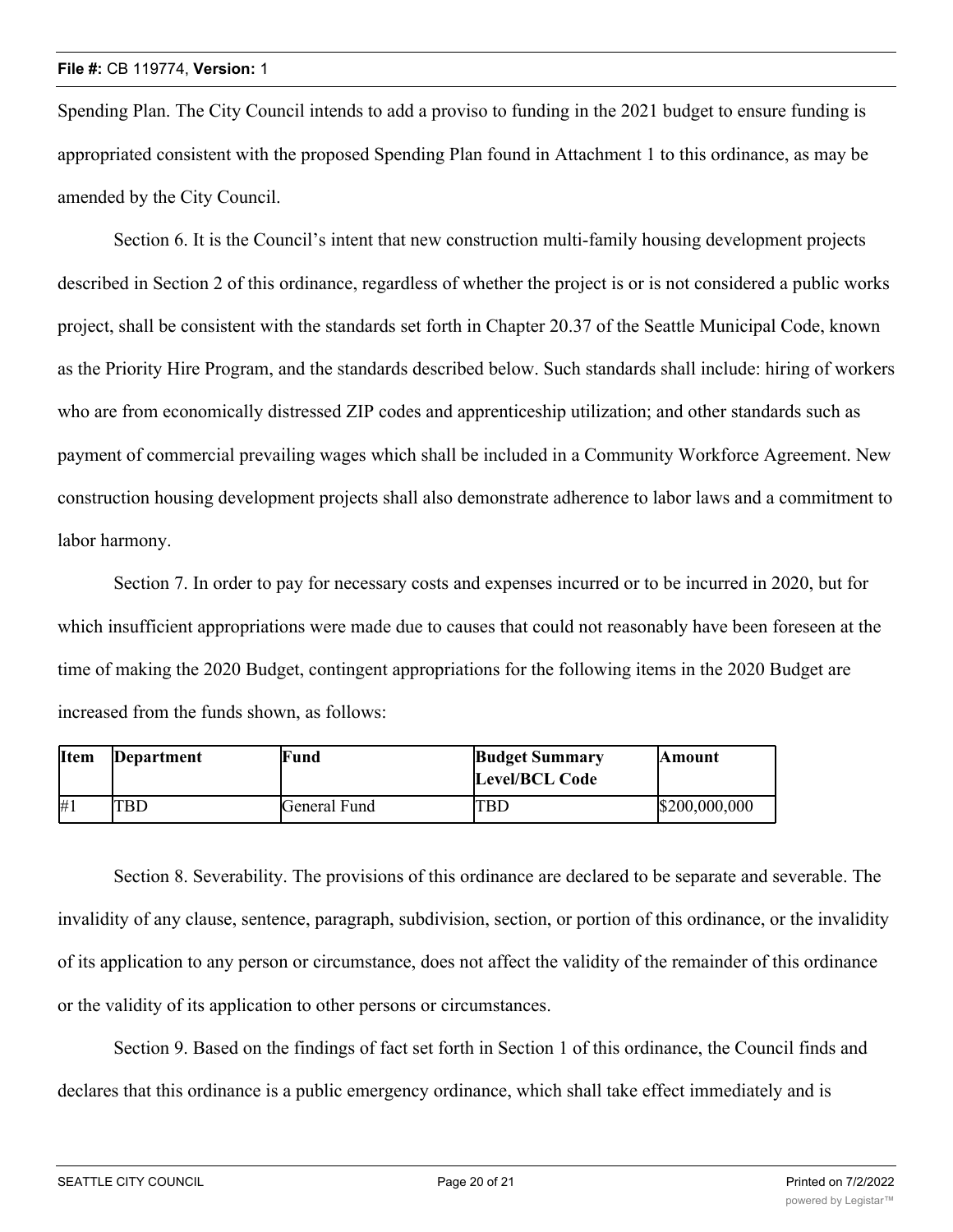Spending Plan. The City Council intends to add a proviso to funding in the 2021 budget to ensure funding is appropriated consistent with the proposed Spending Plan found in Attachment 1 to this ordinance, as may be amended by the City Council.

Section 6. It is the Council's intent that new construction multi-family housing development projects described in Section 2 of this ordinance, regardless of whether the project is or is not considered a public works project, shall be consistent with the standards set forth in Chapter 20.37 of the Seattle Municipal Code, known as the Priority Hire Program, and the standards described below. Such standards shall include: hiring of workers who are from economically distressed ZIP codes and apprenticeship utilization; and other standards such as payment of commercial prevailing wages which shall be included in a Community Workforce Agreement. New construction housing development projects shall also demonstrate adherence to labor laws and a commitment to labor harmony.

Section 7. In order to pay for necessary costs and expenses incurred or to be incurred in 2020, but for which insufficient appropriations were made due to causes that could not reasonably have been foreseen at the time of making the 2020 Budget, contingent appropriations for the following items in the 2020 Budget are increased from the funds shown, as follows:

| Item | Department | Fund | Budget Summary Level/BCL Code | Amount |
|---|---|---|---|---|
| #1 | TBD | General Fund | TBD | $200,000,000 |

Section 8. Severability. The provisions of this ordinance are declared to be separate and severable. The invalidity of any clause, sentence, paragraph, subdivision, section, or portion of this ordinance, or the invalidity of its application to any person or circumstance, does not affect the validity of the remainder of this ordinance or the validity of its application to other persons or circumstances.

Section 9. Based on the findings of fact set forth in Section 1 of this ordinance, the Council finds and declares that this ordinance is a public emergency ordinance, which shall take effect immediately and is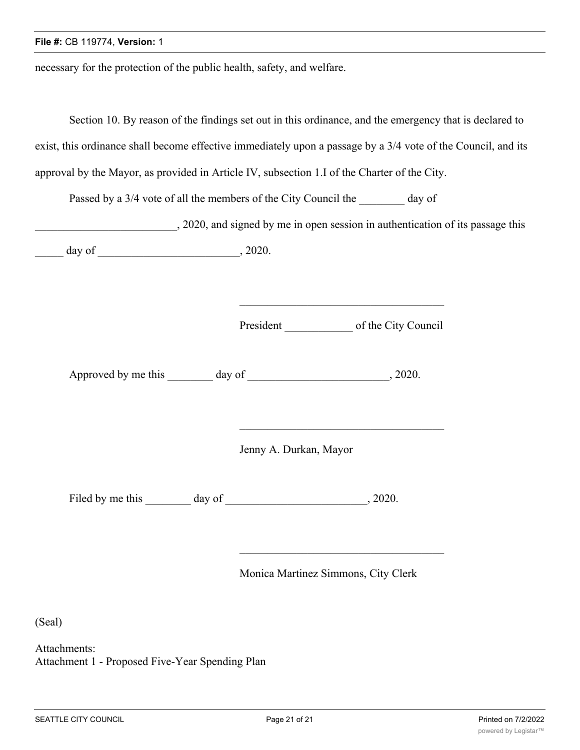necessary for the protection of the public health, safety, and welfare.

Section 10. By reason of the findings set out in this ordinance, and the emergency that is declared to exist, this ordinance shall become effective immediately upon a passage by a 3/4 vote of the Council, and its approval by the Mayor, as provided in Article IV, subsection 1.I of the Charter of the City.

Passed by a 3/4 vote of all the members of the City Council the ________ day of _________________________, 2020, and signed by me in open session in authentication of its passage this _____ day of _________________________, 2020.

_____________________________________

President ____________ of the City Council

Approved by me this ________ day of _________________________, 2020.

_____________________________________

Jenny A. Durkan, Mayor

Filed by me this ________ day of _________________________, 2020.

_____________________________________

Monica Martinez Simmons, City Clerk

(Seal)

Attachments:
Attachment 1 - Proposed Five-Year Spending Plan